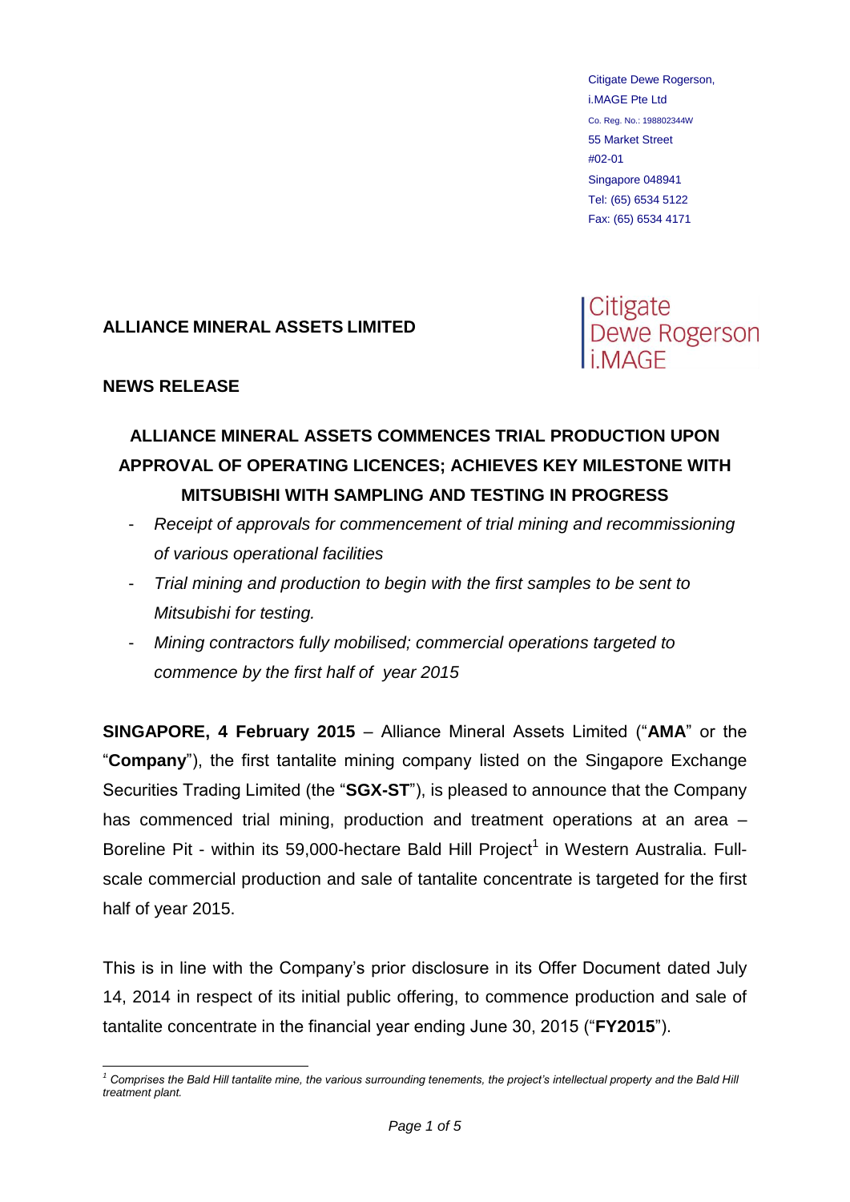Citigate Dewe Rogerson,
i.MAGE Pte Ltd
Co. Reg. No.: 198802344W
55 Market Street
#02-01
Singapore 048941
Tel: (65) 6534 5122
Fax: (65) 6534 4171

Citigate Dewe Rogerson i.MAGE

**ALLIANCE MINERAL ASSETS LIMITED**

**NEWS RELEASE**

## ALLIANCE MINERAL ASSETS COMMENCES TRIAL PRODUCTION UPON APPROVAL OF OPERATING LICENCES; ACHIEVES KEY MILESTONE WITH MITSUBISHI WITH SAMPLING AND TESTING IN PROGRESS

- *Receipt of approvals for commencement of trial mining and recommissioning of various operational facilities*
- *Trial mining and production to begin with the first samples to be sent to Mitsubishi for testing.*
- *Mining contractors fully mobilised; commercial operations targeted to commence by the first half of year 2015*

**SINGAPORE, 4 February 2015** – Alliance Mineral Assets Limited ("**AMA**" or the "**Company**"), the first tantalite mining company listed on the Singapore Exchange Securities Trading Limited (the "**SGX-ST**"), is pleased to announce that the Company has commenced trial mining, production and treatment operations at an area – Boreline Pit - within its 59,000-hectare Bald Hill Project[1] in Western Australia. Full-scale commercial production and sale of tantalite concentrate is targeted for the first half of year 2015.

This is in line with the Company's prior disclosure in its Offer Document dated July 14, 2014 in respect of its initial public offering, to commence production and sale of tantalite concentrate in the financial year ending June 30, 2015 ("**FY2015**").

---

[1] *Comprises the Bald Hill tantalite mine, the various surrounding tenements, the project's intellectual property and the Bald Hill treatment plant.*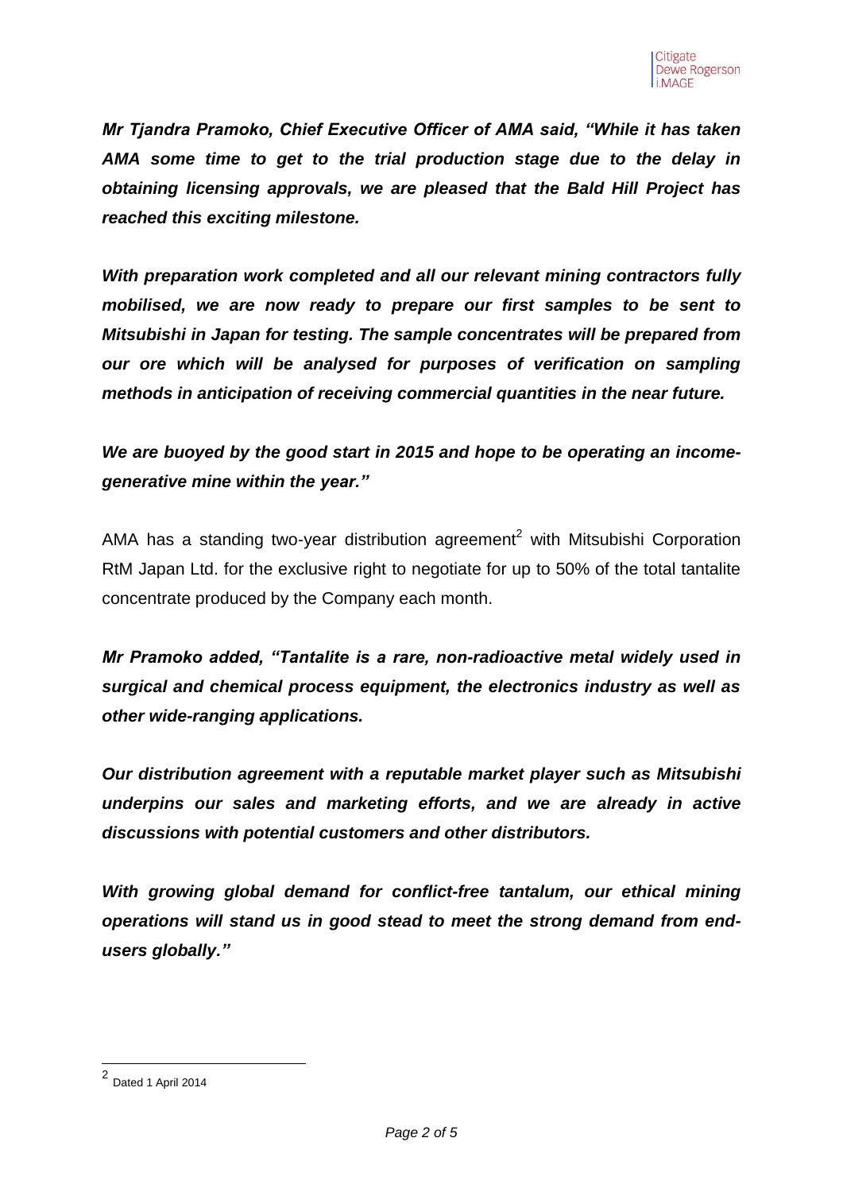***Mr Tjandra Pramoko, Chief Executive Officer of AMA said, "While it has taken AMA some time to get to the trial production stage due to the delay in obtaining licensing approvals, we are pleased that the Bald Hill Project has reached this exciting milestone.***

***With preparation work completed and all our relevant mining contractors fully mobilised, we are now ready to prepare our first samples to be sent to Mitsubishi in Japan for testing. The sample concentrates will be prepared from our ore which will be analysed for purposes of verification on sampling methods in anticipation of receiving commercial quantities in the near future.***

***We are buoyed by the good start in 2015 and hope to be operating an income-generative mine within the year."***

AMA has a standing two-year distribution agreement[2] with Mitsubishi Corporation RtM Japan Ltd. for the exclusive right to negotiate for up to 50% of the total tantalite concentrate produced by the Company each month.

***Mr Pramoko added, "Tantalite is a rare, non-radioactive metal widely used in surgical and chemical process equipment, the electronics industry as well as other wide-ranging applications.***

***Our distribution agreement with a reputable market player such as Mitsubishi underpins our sales and marketing efforts, and we are already in active discussions with potential customers and other distributors.***

***With growing global demand for conflict-free tantalum, our ethical mining operations will stand us in good stead to meet the strong demand from end-users globally."***

---

[2] Dated 1 April 2014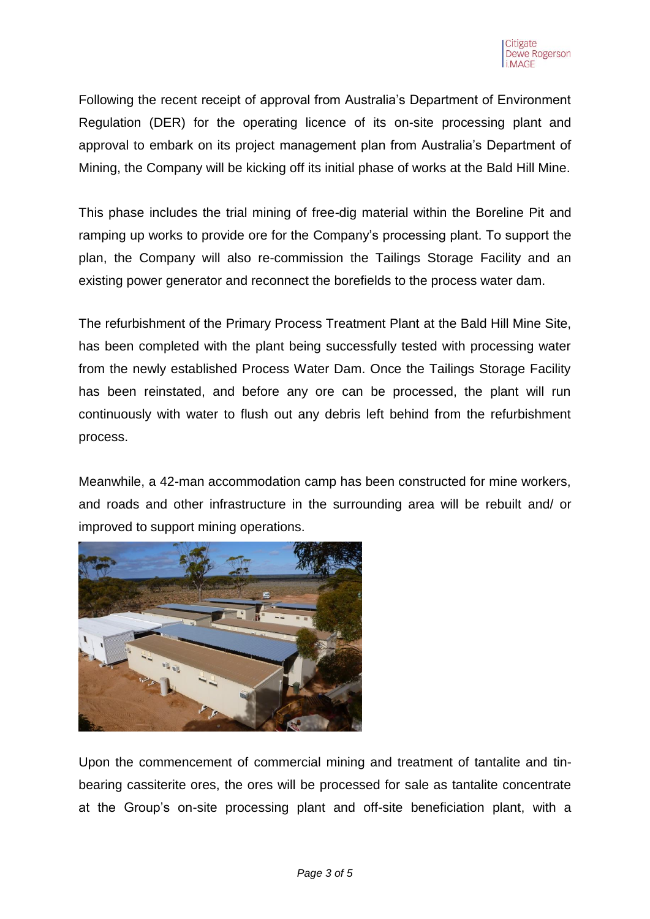Following the recent receipt of approval from Australia's Department of Environment Regulation (DER) for the operating licence of its on-site processing plant and approval to embark on its project management plan from Australia's Department of Mining, the Company will be kicking off its initial phase of works at the Bald Hill Mine.

This phase includes the trial mining of free-dig material within the Boreline Pit and ramping up works to provide ore for the Company's processing plant. To support the plan, the Company will also re-commission the Tailings Storage Facility and an existing power generator and reconnect the borefields to the process water dam.

The refurbishment of the Primary Process Treatment Plant at the Bald Hill Mine Site, has been completed with the plant being successfully tested with processing water from the newly established Process Water Dam. Once the Tailings Storage Facility has been reinstated, and before any ore can be processed, the plant will run continuously with water to flush out any debris left behind from the refurbishment process.

Meanwhile, a 42-man accommodation camp has been constructed for mine workers, and roads and other infrastructure in the surrounding area will be rebuilt and/ or improved to support mining operations.

Upon the commencement of commercial mining and treatment of tantalite and tin-bearing cassiterite ores, the ores will be processed for sale as tantalite concentrate at the Group's on-site processing plant and off-site beneficiation plant, with a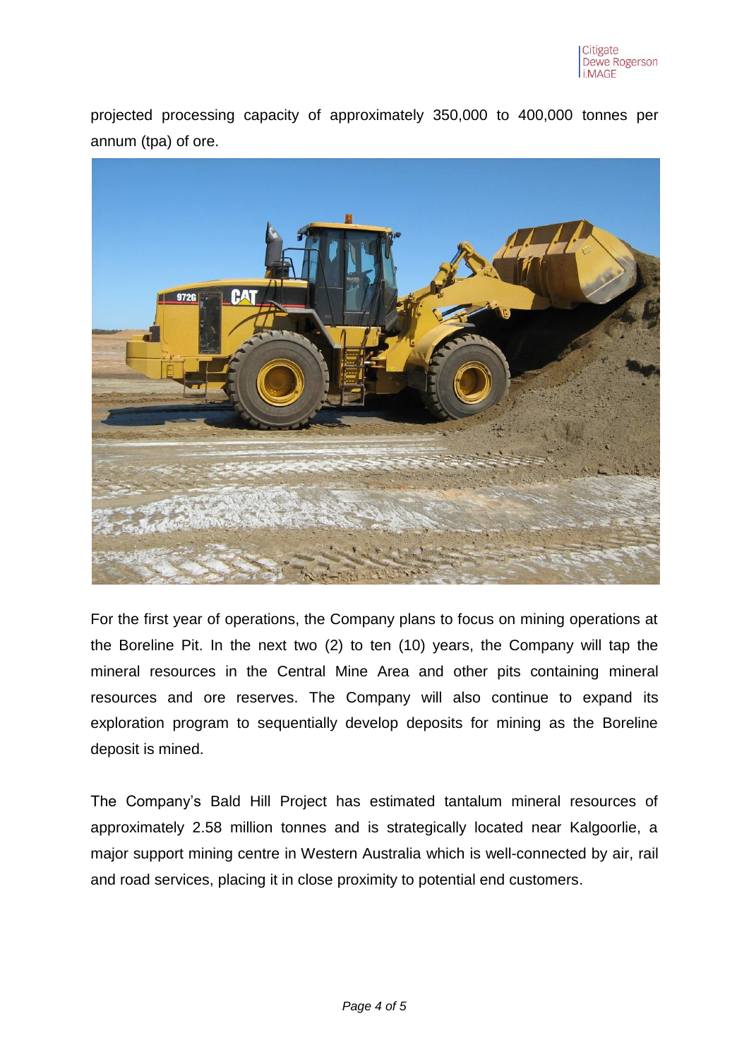projected processing capacity of approximately 350,000 to 400,000 tonnes per annum (tpa) of ore.

For the first year of operations, the Company plans to focus on mining operations at the Boreline Pit. In the next two (2) to ten (10) years, the Company will tap the mineral resources in the Central Mine Area and other pits containing mineral resources and ore reserves. The Company will also continue to expand its exploration program to sequentially develop deposits for mining as the Boreline deposit is mined.

The Company's Bald Hill Project has estimated tantalum mineral resources of approximately 2.58 million tonnes and is strategically located near Kalgoorlie, a major support mining centre in Western Australia which is well-connected by air, rail and road services, placing it in close proximity to potential end customers.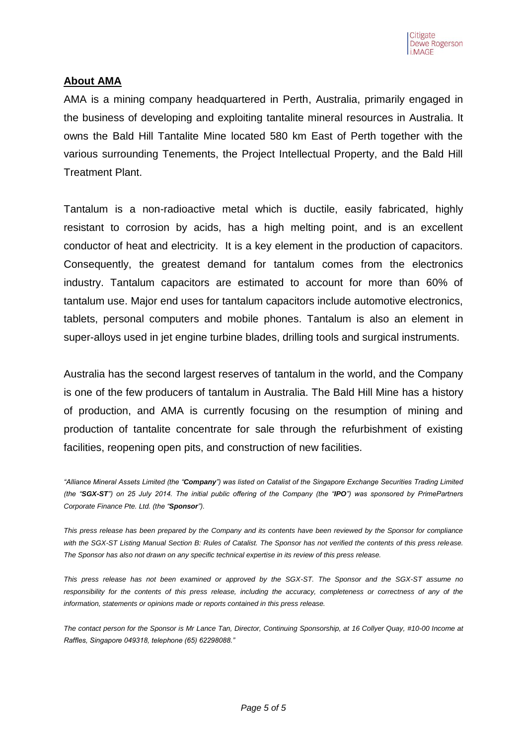## **About AMA**

AMA is a mining company headquartered in Perth, Australia, primarily engaged in the business of developing and exploiting tantalite mineral resources in Australia. It owns the Bald Hill Tantalite Mine located 580 km East of Perth together with the various surrounding Tenements, the Project Intellectual Property, and the Bald Hill Treatment Plant.

Tantalum is a non-radioactive metal which is ductile, easily fabricated, highly resistant to corrosion by acids, has a high melting point, and is an excellent conductor of heat and electricity. It is a key element in the production of capacitors. Consequently, the greatest demand for tantalum comes from the electronics industry. Tantalum capacitors are estimated to account for more than 60% of tantalum use. Major end uses for tantalum capacitors include automotive electronics, tablets, personal computers and mobile phones. Tantalum is also an element in super-alloys used in jet engine turbine blades, drilling tools and surgical instruments.

Australia has the second largest reserves of tantalum in the world, and the Company is one of the few producers of tantalum in Australia. The Bald Hill Mine has a history of production, and AMA is currently focusing on the resumption of mining and production of tantalite concentrate for sale through the refurbishment of existing facilities, reopening open pits, and construction of new facilities.

*"Alliance Mineral Assets Limited (the "**Company**") was listed on Catalist of the Singapore Exchange Securities Trading Limited (the "**SGX-ST**") on 25 July 2014. The initial public offering of the Company (the "**IPO**") was sponsored by PrimePartners Corporate Finance Pte. Ltd. (the "**Sponsor**").*

*This press release has been prepared by the Company and its contents have been reviewed by the Sponsor for compliance with the SGX-ST Listing Manual Section B: Rules of Catalist. The Sponsor has not verified the contents of this press release. The Sponsor has also not drawn on any specific technical expertise in its review of this press release.*

*This press release has not been examined or approved by the SGX-ST. The Sponsor and the SGX-ST assume no responsibility for the contents of this press release, including the accuracy, completeness or correctness of any of the information, statements or opinions made or reports contained in this press release.*

*The contact person for the Sponsor is Mr Lance Tan, Director, Continuing Sponsorship, at 16 Collyer Quay, #10-00 Income at Raffles, Singapore 049318, telephone (65) 62298088."*